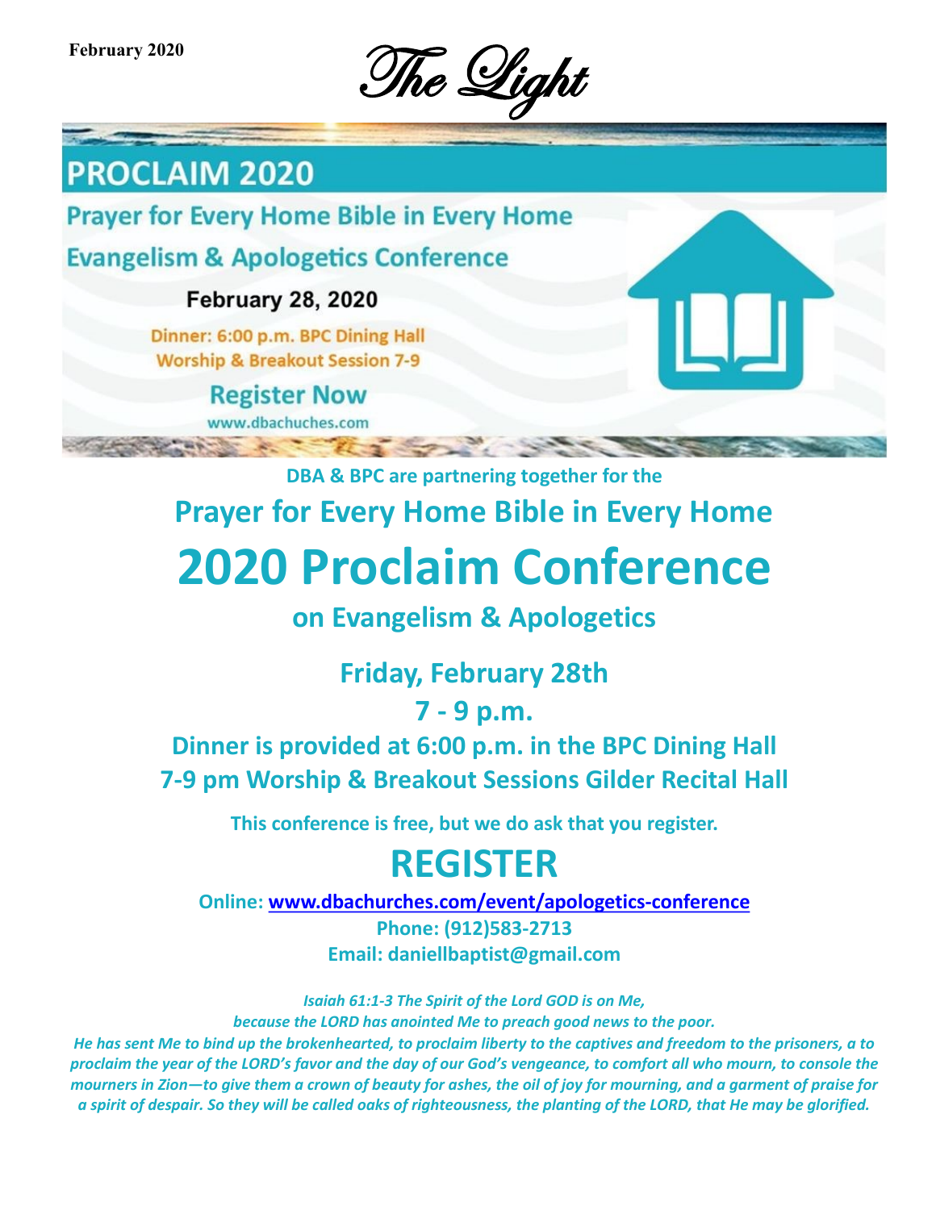February 2020

# The Light

## PROCLAIM 2020

**Prayer for Every Home Bible in Every Home**

**Evangelism & Apologetics Conference**

**February 28, 2020**

Dinner: 6:00 p.m. BPC Dining Hall
Worship & Breakout Session 7-9

**Register Now**

www.dbachuches.com

**DBA & BPC are partnering together for the**

## Prayer for Every Home Bible in Every Home

# 2020 Proclaim Conference

## on Evangelism & Apologetics

### Friday, February 28th

### 7 - 9 p.m.

### Dinner is provided at 6:00 p.m. in the BPC Dining Hall
### 7-9 pm Worship & Breakout Sessions Gilder Recital Hall

**This conference is free, but we do ask that you register.**

# REGISTER

**Online: www.dbachurches.com/event/apologetics-conference**
**Phone: (912)583-2713**
**Email: daniellbaptist@gmail.com**

*Isaiah 61:1-3 The Spirit of the Lord GOD is on Me,*
*because the LORD has anointed Me to preach good news to the poor.*
*He has sent Me to bind up the brokenhearted, to proclaim liberty to the captives and freedom to the prisoners, a to proclaim the year of the LORD's favor and the day of our God's vengeance, to comfort all who mourn, to console the mourners in Zion—to give them a crown of beauty for ashes, the oil of joy for mourning, and a garment of praise for a spirit of despair. So they will be called oaks of righteousness, the planting of the LORD, that He may be glorified.*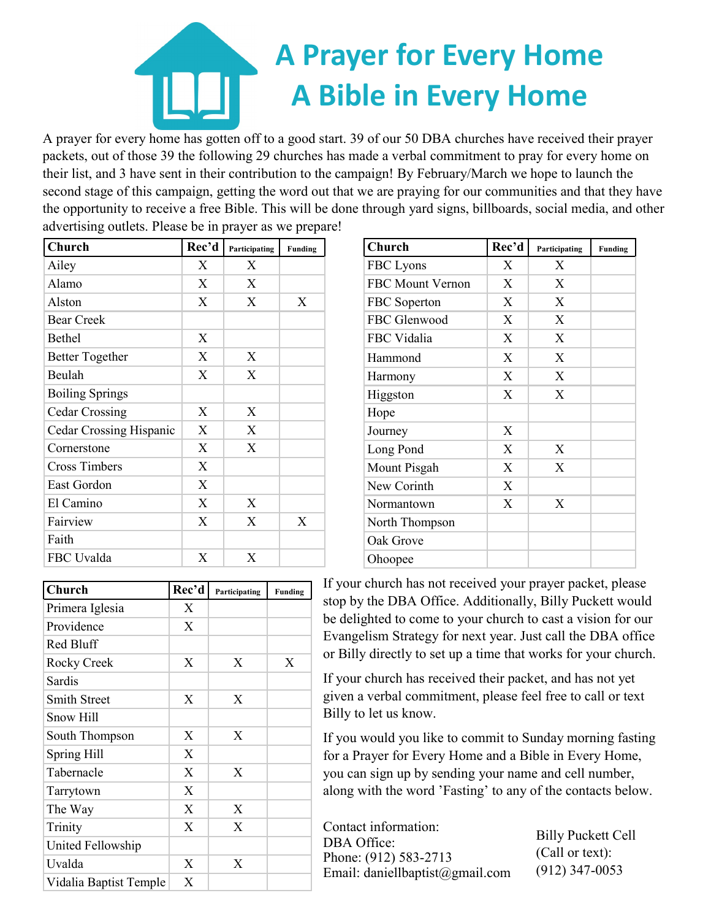# A Prayer for Every Home
# A Bible in Every Home

A prayer for every home has gotten off to a good start. 39 of our 50 DBA churches have received their prayer packets, out of those 39 the following 29 churches has made a verbal commitment to pray for every home on their list, and 3 have sent in their contribution to the campaign! By February/March we hope to launch the second stage of this campaign, getting the word out that we are praying for our communities and that they have the opportunity to receive a free Bible. This will be done through yard signs, billboards, social media, and other advertising outlets. Please be in prayer as we prepare!

| Church | Rec'd | Participating | Funding |
|---|---|---|---|
| Ailey | X | X | |
| Alamo | X | X | |
| Alston | X | X | X |
| Bear Creek | | | |
| Bethel | X | | |
| Better Together | X | X | |
| Beulah | X | X | |
| Boiling Springs | | | |
| Cedar Crossing | X | X | |
| Cedar Crossing Hispanic | X | X | |
| Cornerstone | X | X | |
| Cross Timbers | X | | |
| East Gordon | X | | |
| El Camino | X | X | |
| Fairview | X | X | X |
| Faith | | | |
| FBC Uvalda | X | X | |
| FBC Lyons | X | X | |
| FBC Mount Vernon | X | X | |
| FBC Soperton | X | X | |
| FBC Glenwood | X | X | |
| FBC Vidalia | X | X | |
| Hammond | X | X | |
| Harmony | X | X | |
| Higgston | X | X | |
| Hope | | | |
| Journey | X | | |
| Long Pond | X | X | |
| Mount Pisgah | X | X | |
| New Corinth | X | | |
| Normantown | X | X | |
| North Thompson | | | |
| Oak Grove | | | |
| Ohoopee | | | |
| Primera Iglesia | X | | |
| Providence | X | | |
| Red Bluff | | | |
| Rocky Creek | X | X | X |
| Sardis | | | |
| Smith Street | X | X | |
| Snow Hill | | | |
| South Thompson | X | X | |
| Spring Hill | X | | |
| Tabernacle | X | X | |
| Tarrytown | X | | |
| The Way | X | X | |
| Trinity | X | X | |
| United Fellowship | | | |
| Uvalda | X | X | |
| Vidalia Baptist Temple | X | | |

If your church has not received your prayer packet, please stop by the DBA Office. Additionally, Billy Puckett would be delighted to come to your church to cast a vision for our Evangelism Strategy for next year. Just call the DBA office or Billy directly to set up a time that works for your church.

If your church has received their packet, and has not yet given a verbal commitment, please feel free to call or text Billy to let us know.

If you would you like to commit to Sunday morning fasting for a Prayer for Every Home and a Bible in Every Home, you can sign up by sending your name and cell number, along with the word 'Fasting' to any of the contacts below.

Contact information:
DBA Office:
Phone: (912) 583-2713
Email: daniellbaptist@gmail.com

Billy Puckett Cell
(Call or text):
(912) 347-0053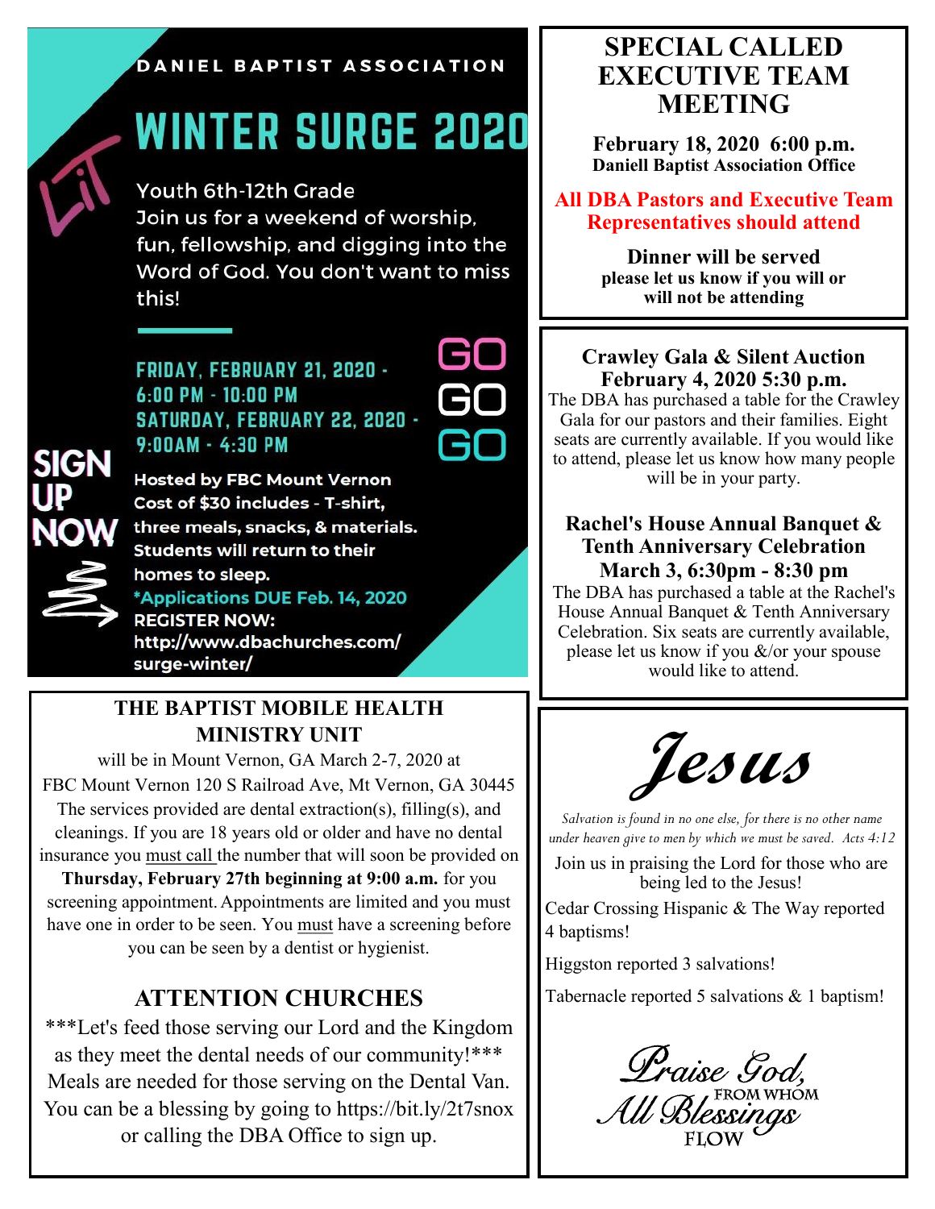DANIEL BAPTIST ASSOCIATION

# WINTER SURGE 2020

LIT

Youth 6th-12th Grade
Join us for a weekend of worship, fun, fellowship, and digging into the Word of God. You don't want to miss this!

**FRIDAY, FEBRUARY 21, 2020 - 6:00 PM - 10:00 PM**
**SATURDAY, FEBRUARY 22, 2020 - 9:00AM - 4:30 PM**

GO GO GO

SIGN UP NOW

**Hosted by FBC Mount Vernon**
**Cost of $30 includes - T-shirt, three meals, snacks, & materials.**
**Students will return to their homes to sleep.**
**\*Applications DUE Feb. 14, 2020**
**REGISTER NOW:**
**http://www.dbachurches.com/surge-winter/**

## THE BAPTIST MOBILE HEALTH MINISTRY UNIT

will be in Mount Vernon, GA March 2-7, 2020 at FBC Mount Vernon 120 S Railroad Ave, Mt Vernon, GA 30445
The services provided are dental extraction(s), filling(s), and cleanings. If you are 18 years old or older and have no dental insurance you <u>must call</u> the number that will soon be provided on **Thursday, February 27th beginning at 9:00 a.m.** for you screening appointment. Appointments are limited and you must have one in order to be seen. You <u>must</u> have a screening before you can be seen by a dentist or hygienist.

## ATTENTION CHURCHES

\*\*\*Let's feed those serving our Lord and the Kingdom as they meet the dental needs of our community!\*\*\*
Meals are needed for those serving on the Dental Van. You can be a blessing by going to https://bit.ly/2t7snox or calling the DBA Office to sign up.

## SPECIAL CALLED EXECUTIVE TEAM MEETING

**February 18, 2020 6:00 p.m.**
**Daniell Baptist Association Office**

**All DBA Pastors and Executive Team Representatives should attend**

**Dinner will be served**
**please let us know if you will or will not be attending**

### Crawley Gala & Silent Auction
### February 4, 2020 5:30 p.m.

The DBA has purchased a table for the Crawley Gala for our pastors and their families. Eight seats are currently available. If you would like to attend, please let us know how many people will be in your party.

### Rachel's House Annual Banquet & Tenth Anniversary Celebration
### March 3, 6:30pm - 8:30 pm

The DBA has purchased a table at the Rachel's House Annual Banquet & Tenth Anniversary Celebration. Six seats are currently available, please let us know if you &/or your spouse would like to attend.

# *Jesus*

*Salvation is found in no one else, for there is no other name under heaven give to men by which we must be saved. Acts 4:12*

Join us in praising the Lord for those who are being led to the Jesus!

Cedar Crossing Hispanic & The Way reported 4 baptisms!

Higgston reported 3 salvations!

Tabernacle reported 5 salvations & 1 baptism!

*Praise God, From Whom All Blessings Flow*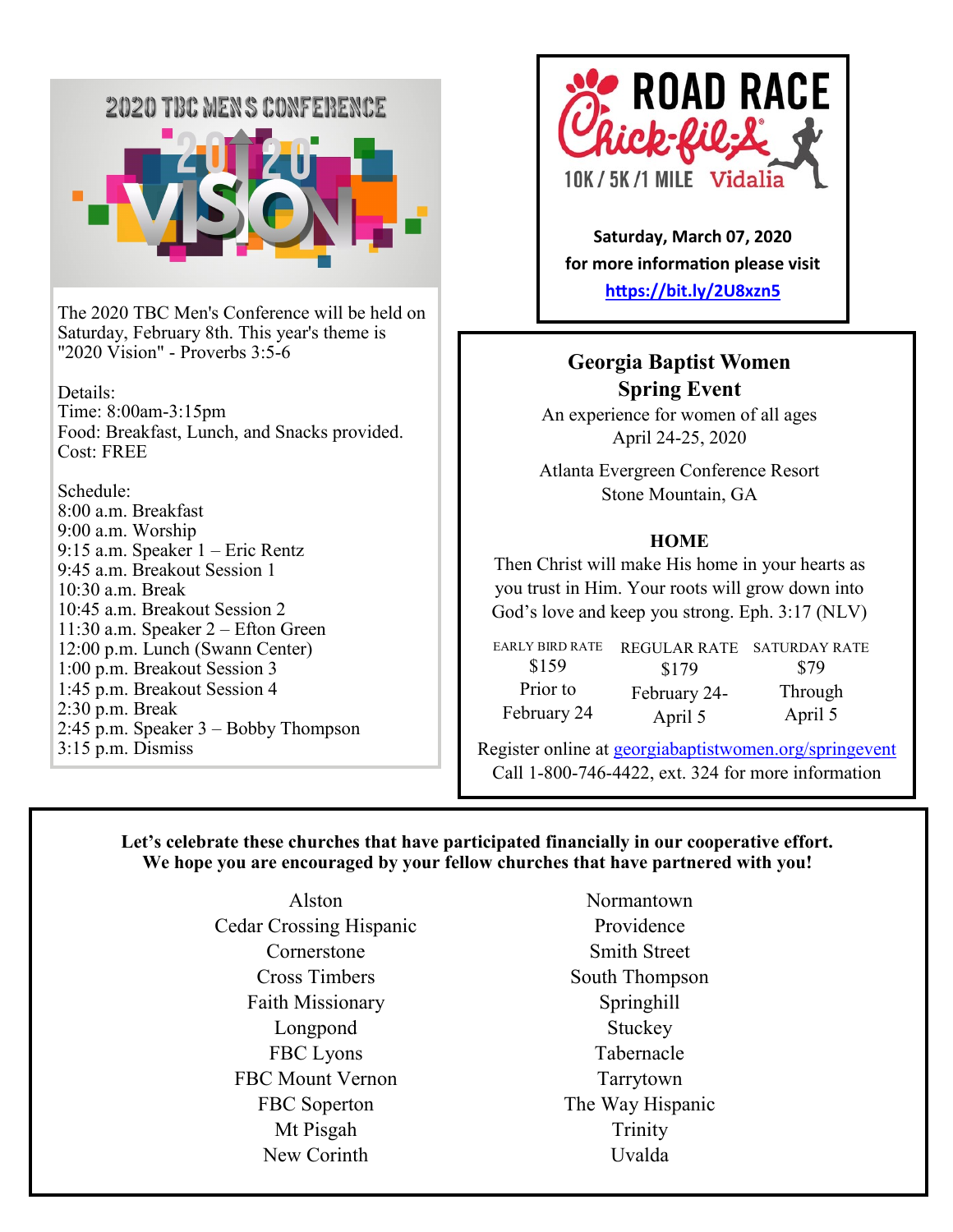## 2020 TBC MEN'S CONFERENCE

2020 VISION

The 2020 TBC Men's Conference will be held on Saturday, February 8th. This year's theme is "2020 Vision" - Proverbs 3:5-6

Details:
Time: 8:00am-3:15pm
Food: Breakfast, Lunch, and Snacks provided.
Cost: FREE

Schedule:
8:00 a.m. Breakfast
9:00 a.m. Worship
9:15 a.m. Speaker 1 – Eric Rentz
9:45 a.m. Breakout Session 1
10:30 a.m. Break
10:45 a.m. Breakout Session 2
11:30 a.m. Speaker 2 – Efton Green
12:00 p.m. Lunch (Swann Center)
1:00 p.m. Breakout Session 3
1:45 p.m. Breakout Session 4
2:30 p.m. Break
2:45 p.m. Speaker 3 – Bobby Thompson
3:15 p.m. Dismiss

## ROAD RACE Chick-fil-A

10K / 5K / 1 MILE Vidalia

**Saturday, March 07, 2020**
**for more information please visit**
**https://bit.ly/2U8xzn5**

## Georgia Baptist Women Spring Event

An experience for women of all ages
April 24-25, 2020

Atlanta Evergreen Conference Resort
Stone Mountain, GA

**HOME**

Then Christ will make His home in your hearts as you trust in Him. Your roots will grow down into God's love and keep you strong. Eph. 3:17 (NLV)

| EARLY BIRD RATE | REGULAR RATE | SATURDAY RATE |
|---|---|---|
| $159 Prior to February 24 | $179 February 24-April 5 | $79 Through April 5 |

Register online at georgiabaptistwomen.org/springevent
Call 1-800-746-4422, ext. 324 for more information

**Let's celebrate these churches that have participated financially in our cooperative effort. We hope you are encouraged by your fellow churches that have partnered with you!**

Alston
Cedar Crossing Hispanic
Cornerstone
Cross Timbers
Faith Missionary
Longpond
FBC Lyons
FBC Mount Vernon
FBC Soperton
Mt Pisgah
New Corinth
Normantown
Providence
Smith Street
South Thompson
Springhill
Stuckey
Tabernacle
Tarrytown
The Way Hispanic
Trinity
Uvalda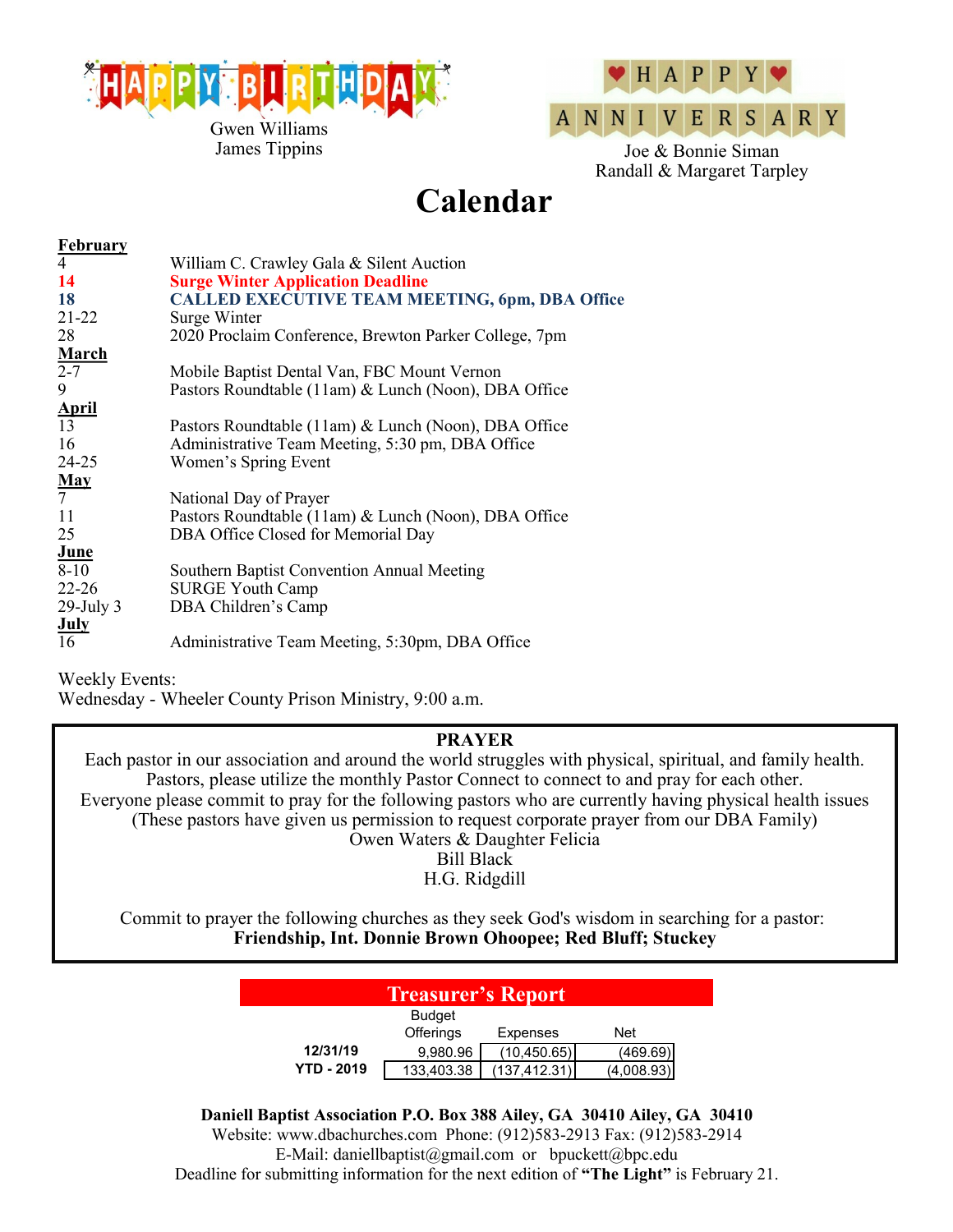HAPPY BIRTHDAY

Gwen Williams
James Tippins

HAPPY ANNIVERSARY

Joe & Bonnie Siman
Randall & Margaret Tarpley

# Calendar

| | |
|---|---|
| **February** | |
| 4 | William C. Crawley Gala & Silent Auction |
| **14** | **Surge Winter Application Deadline** |
| **18** | **CALLED EXECUTIVE TEAM MEETING, 6pm, DBA Office** |
| 21-22 | Surge Winter |
| 28 | 2020 Proclaim Conference, Brewton Parker College, 7pm |
| **March** | |
| 2-7 | Mobile Baptist Dental Van, FBC Mount Vernon |
| 9 | Pastors Roundtable (11am) & Lunch (Noon), DBA Office |
| **April** | |
| 13 | Pastors Roundtable (11am) & Lunch (Noon), DBA Office |
| 16 | Administrative Team Meeting, 5:30 pm, DBA Office |
| 24-25 | Women's Spring Event |
| **May** | |
| 7 | National Day of Prayer |
| 11 | Pastors Roundtable (11am) & Lunch (Noon), DBA Office |
| 25 | DBA Office Closed for Memorial Day |
| **June** | |
| 8-10 | Southern Baptist Convention Annual Meeting |
| 22-26 | SURGE Youth Camp |
| 29-July 3 | DBA Children's Camp |
| **July** | |
| 16 | Administrative Team Meeting, 5:30pm, DBA Office |

Weekly Events:
Wednesday - Wheeler County Prison Ministry, 9:00 a.m.

**PRAYER**

Each pastor in our association and around the world struggles with physical, spiritual, and family health. Pastors, please utilize the monthly Pastor Connect to connect to and pray for each other.
Everyone please commit to pray for the following pastors who are currently having physical health issues (These pastors have given us permission to request corporate prayer from our DBA Family)

Owen Waters & Daughter Felicia
Bill Black
H.G. Ridgdill

Commit to prayer the following churches as they seek God's wisdom in searching for a pastor:
**Friendship, Int. Donnie Brown Ohoopee; Red Bluff; Stuckey**

## Treasurer's Report

| | Budget Offerings | Expenses | Net |
|---|---|---|---|
| **12/31/19** | 9,980.96 | (10,450.65) | (469.69) |
| **YTD - 2019** | 133,403.38 | (137,412.31) | (4,008.93) |

**Daniell Baptist Association P.O. Box 388 Ailey, GA 30410 Ailey, GA 30410**
Website: www.dbachurches.com Phone: (912)583-2913 Fax: (912)583-2914
E-Mail: daniellbaptist@gmail.com or bpuckett@bpc.edu
Deadline for submitting information for the next edition of **"The Light"** is February 21.